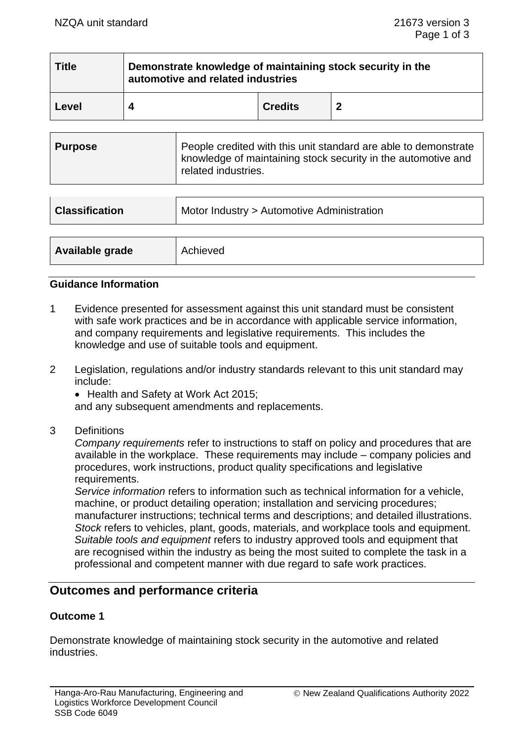| Title | Demonstrate knowledge of maintaining stock security in the automotive and related industries | | |
|---|---|---|---|
| Level | 4 | Credits | 2 |

| Purpose | People credited with this unit standard are able to demonstrate knowledge of maintaining stock security in the automotive and related industries. |
|---|---|

| Classification | Motor Industry > Automotive Administration |
|---|---|

| Available grade | Achieved |
|---|---|

### Guidance Information

1 Evidence presented for assessment against this unit standard must be consistent with safe work practices and be in accordance with applicable service information, and company requirements and legislative requirements. This includes the knowledge and use of suitable tools and equipment.

2 Legislation, regulations and/or industry standards relevant to this unit standard may include:
- Health and Safety at Work Act 2015;

and any subsequent amendments and replacements.

3 Definitions

*Company requirements* refer to instructions to staff on policy and procedures that are available in the workplace. These requirements may include – company policies and procedures, work instructions, product quality specifications and legislative requirements.

*Service information* refers to information such as technical information for a vehicle, machine, or product detailing operation; installation and servicing procedures; manufacturer instructions; technical terms and descriptions; and detailed illustrations.

*Stock* refers to vehicles, plant, goods, materials, and workplace tools and equipment.

*Suitable tools and equipment* refers to industry approved tools and equipment that are recognised within the industry as being the most suited to complete the task in a professional and competent manner with due regard to safe work practices.

## Outcomes and performance criteria

### Outcome 1

Demonstrate knowledge of maintaining stock security in the automotive and related industries.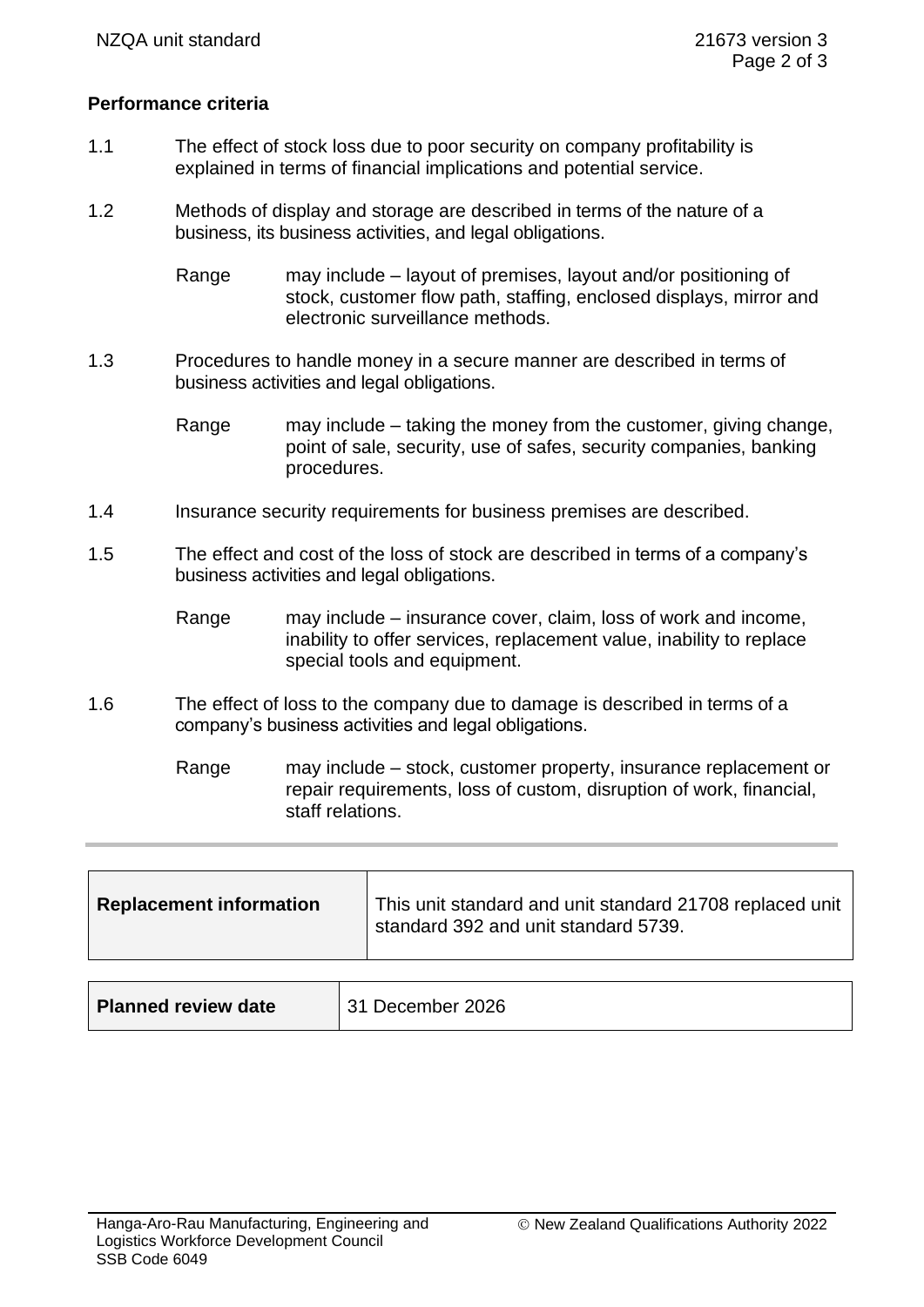**Performance criteria**

1.1 The effect of stock loss due to poor security on company profitability is explained in terms of financial implications and potential service.

1.2 Methods of display and storage are described in terms of the nature of a business, its business activities, and legal obligations.

Range may include – layout of premises, layout and/or positioning of stock, customer flow path, staffing, enclosed displays, mirror and electronic surveillance methods.

1.3 Procedures to handle money in a secure manner are described in terms of business activities and legal obligations.

Range may include – taking the money from the customer, giving change, point of sale, security, use of safes, security companies, banking procedures.

1.4 Insurance security requirements for business premises are described.

1.5 The effect and cost of the loss of stock are described in terms of a company's business activities and legal obligations.

Range may include – insurance cover, claim, loss of work and income, inability to offer services, replacement value, inability to replace special tools and equipment.

1.6 The effect of loss to the company due to damage is described in terms of a company's business activities and legal obligations.

Range may include – stock, customer property, insurance replacement or repair requirements, loss of custom, disruption of work, financial, staff relations.

| **Replacement information** | This unit standard and unit standard 21708 replaced unit standard 392 and unit standard 5739. |
|---|---|

| **Planned review date** | 31 December 2026 |
|---|---|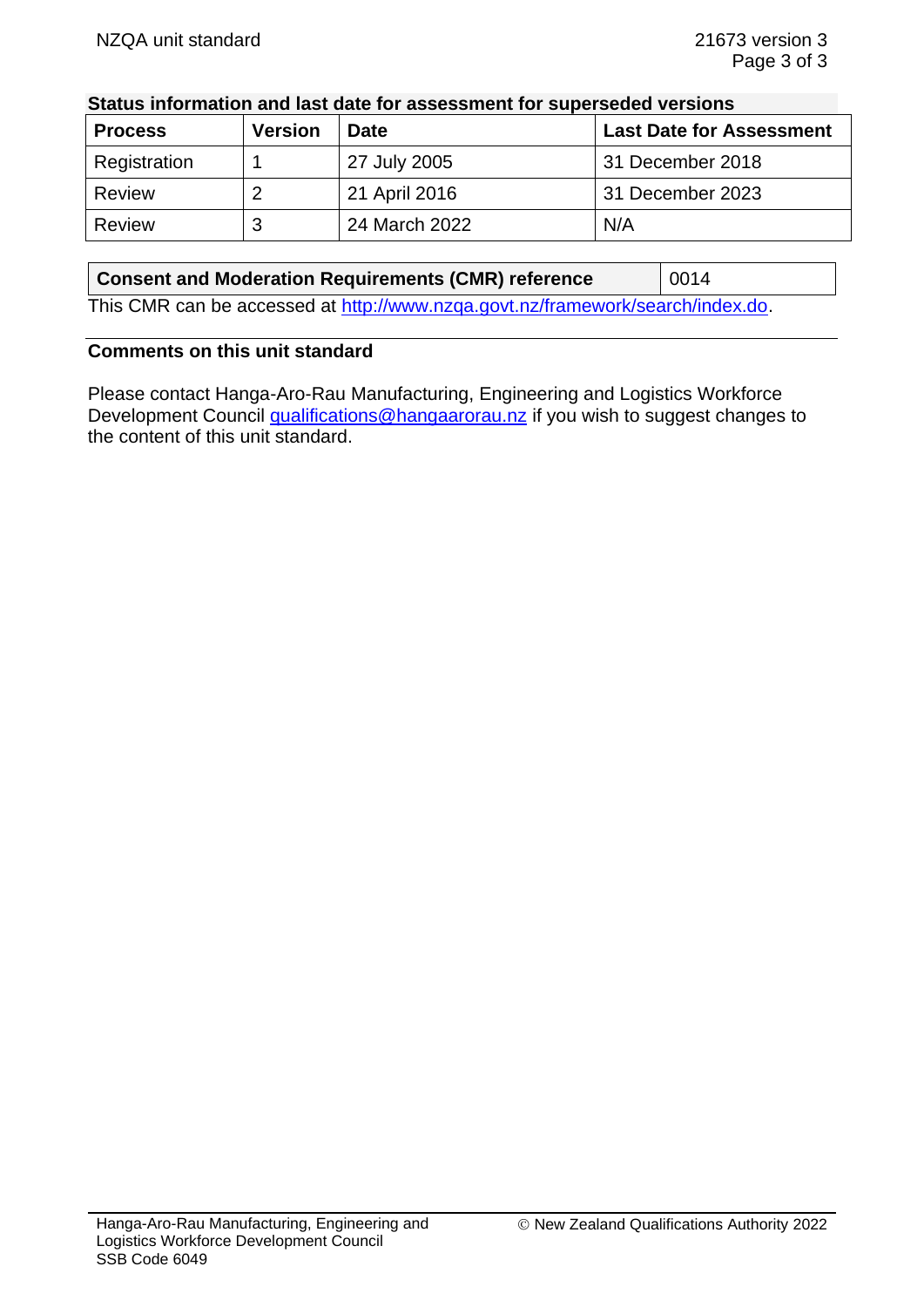**Status information and last date for assessment for superseded versions**

| Process | Version | Date | Last Date for Assessment |
|---|---|---|---|
| Registration | 1 | 27 July 2005 | 31 December 2018 |
| Review | 2 | 21 April 2016 | 31 December 2023 |
| Review | 3 | 24 March 2022 | N/A |

| **Consent and Moderation Requirements (CMR) reference** | 0014 |
|---|---|

This CMR can be accessed at http://www.nzqa.govt.nz/framework/search/index.do.

**Comments on this unit standard**

Please contact Hanga-Aro-Rau Manufacturing, Engineering and Logistics Workforce Development Council qualifications@hangaarorau.nz if you wish to suggest changes to the content of this unit standard.